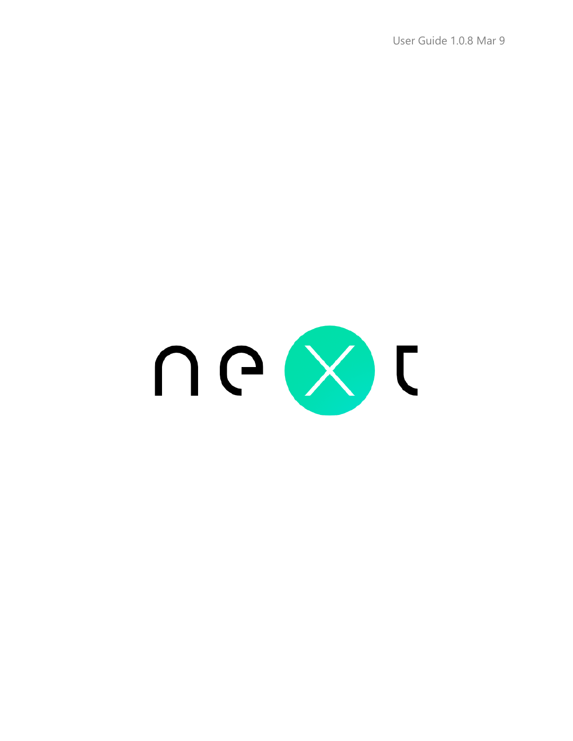User Guide 1.0.8 Mar 9

# next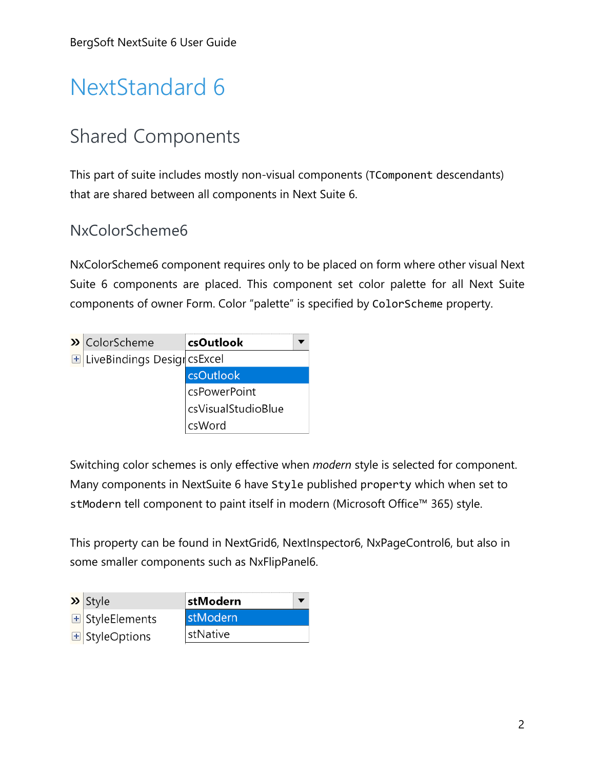# NextStandard 6

## Shared Components

This part of suite includes mostly non-visual components (`TComponent` descendants) that are shared between all components in Next Suite 6.

### NxColorScheme6

NxColorScheme6 component requires only to be placed on form where other visual Next Suite 6 components are placed. This component set color palette for all Next Suite components of owner Form. Color "palette" is specified by `ColorScheme` property.

Switching color schemes is only effective when *modern* style is selected for component. Many components in NextSuite 6 have `Style` published `property` which when set to `stModern` tell component to paint itself in modern (Microsoft Office™ 365) style.

This property can be found in NextGrid6, NextInspector6, NxPageControl6, but also in some smaller components such as NxFlipPanel6.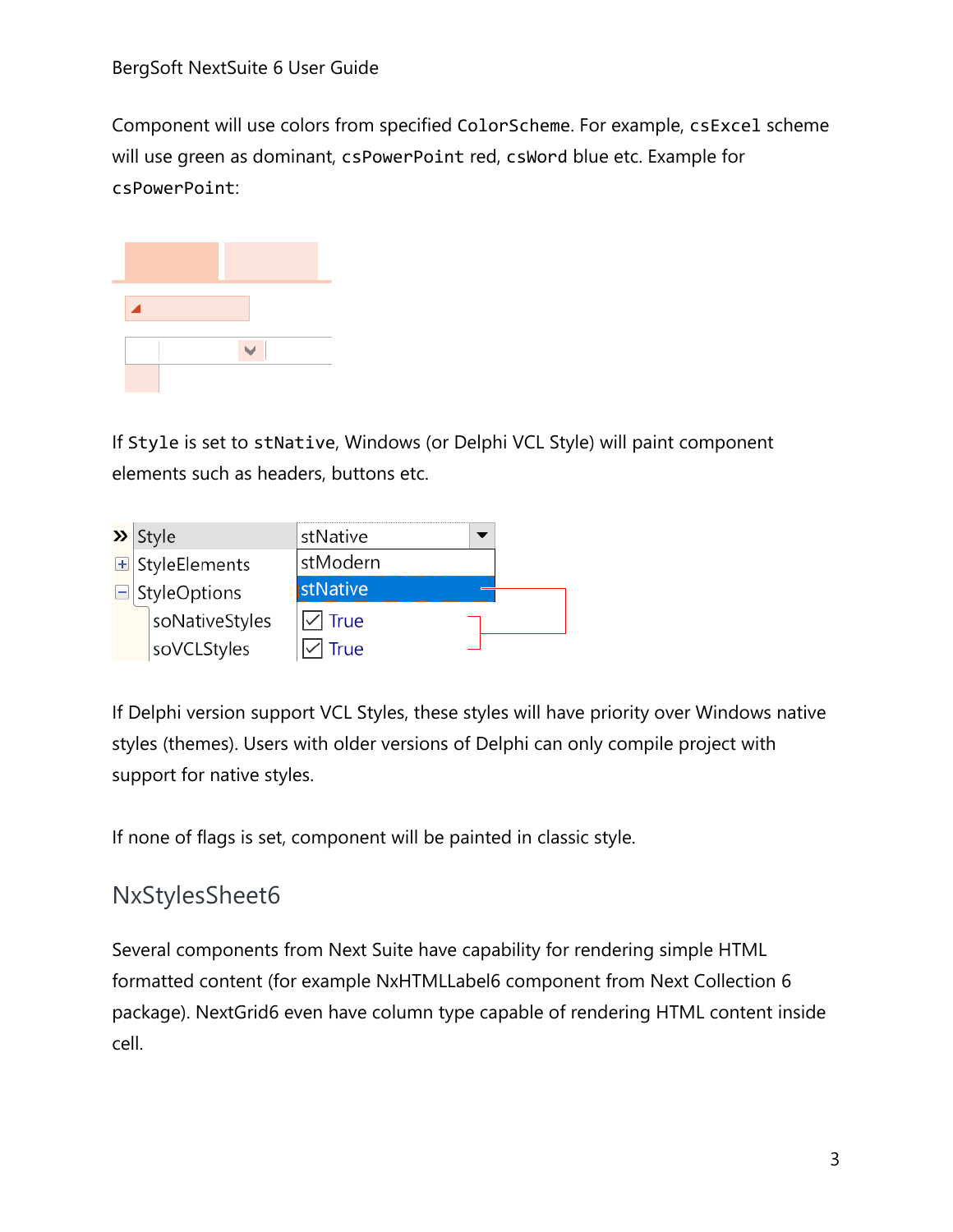Component will use colors from specified `ColorScheme`. For example, `csExcel` scheme will use green as dominant, `csPowerPoint` red, `csWord` blue etc. Example for `csPowerPoint`:

If `Style` is set to `stNative`, Windows (or Delphi VCL Style) will paint component elements such as headers, buttons etc.

If Delphi version support VCL Styles, these styles will have priority over Windows native styles (themes). Users with older versions of Delphi can only compile project with support for native styles.

If none of flags is set, component will be painted in classic style.

## NxStylesSheet6

Several components from Next Suite have capability for rendering simple HTML formatted content (for example NxHTMLLabel6 component from Next Collection 6 package). NextGrid6 even have column type capable of rendering HTML content inside cell.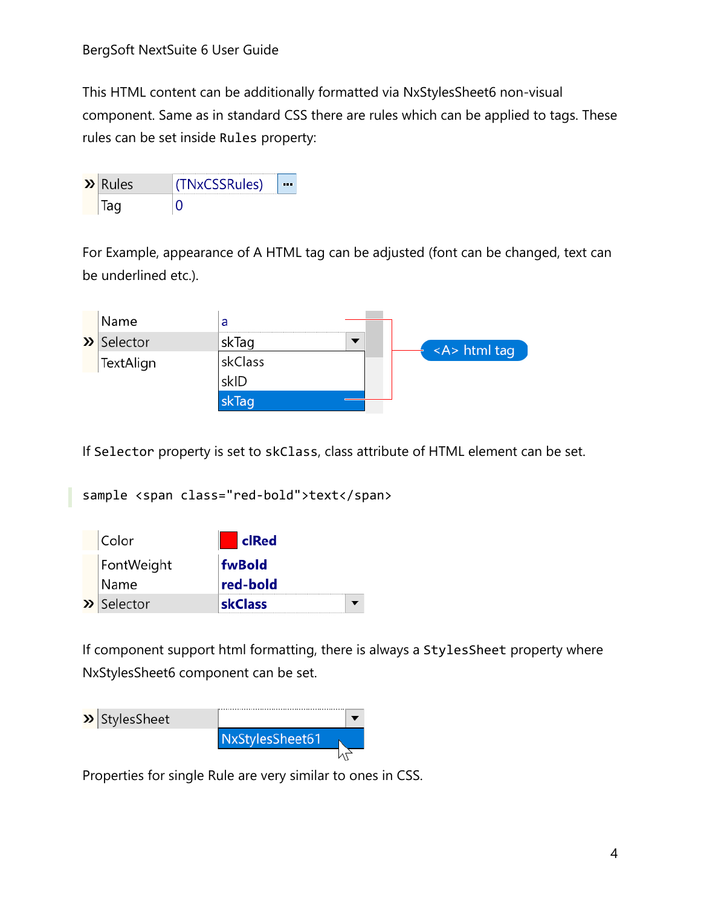This HTML content can be additionally formatted via NxStylesSheet6 non-visual component. Same as in standard CSS there are rules which can be applied to tags. These rules can be set inside `Rules` property:

| Property | Value |
|---|---|
| Rules | (TNxCSSRules) |
| Tag | 0 |

For Example, appearance of A HTML tag can be adjusted (font can be changed, text can be underlined etc.).

| Property | Value |
|---|---|
| Name | a |
| Selector | skTag |
| TextAlign | |

Selector options: skClass, skID, skTag

<A> html tag

If `Selector` property is set to `skClass`, class attribute of HTML element can be set.

```
sample <span class="red-bold">text</span>
```

| Property | Value |
|---|---|
| Color | **clRed** |
| FontWeight | **fwBold** |
| Name | **red-bold** |
| Selector | **skClass** |

If component support html formatting, there is always a `StylesSheet` property where NxStylesSheet6 component can be set.

| Property | Value |
|---|---|
| StylesSheet | NxStylesSheet61 |

Properties for single Rule are very similar to ones in CSS.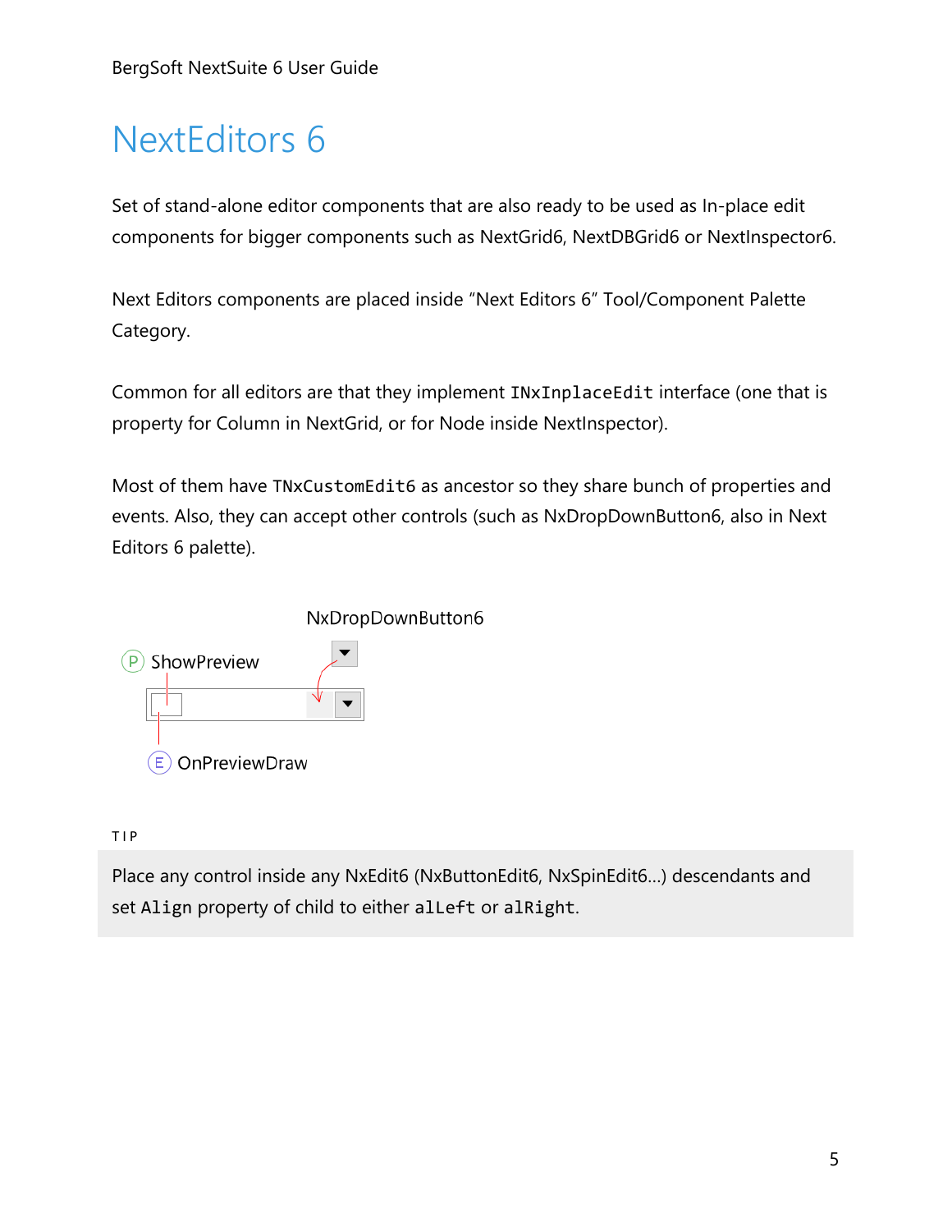# NextEditors 6

Set of stand-alone editor components that are also ready to be used as In-place edit components for bigger components such as NextGrid6, NextDBGrid6 or NextInspector6.

Next Editors components are placed inside "Next Editors 6" Tool/Component Palette Category.

Common for all editors are that they implement `INxInplaceEdit` interface (one that is property for Column in NextGrid, or for Node inside NextInspector).

Most of them have `TNxCustomEdit6` as ancestor so they share bunch of properties and events. Also, they can accept other controls (such as NxDropDownButton6, also in Next Editors 6 palette).

NxDropDownButton6

P ShowPreview

E OnPreviewDraw

TIP

Place any control inside any NxEdit6 (NxButtonEdit6, NxSpinEdit6...) descendants and set `Align` property of child to either `alLeft` or `alRight`.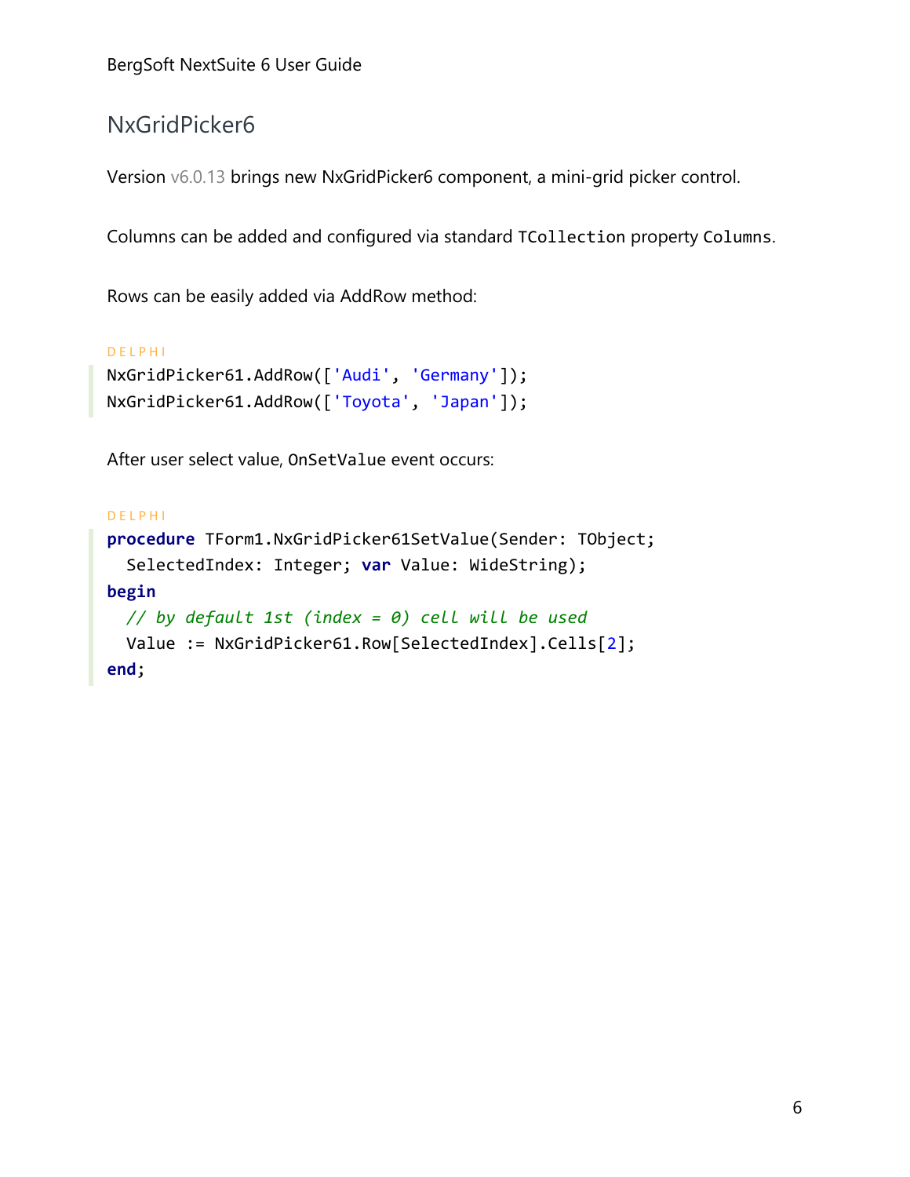## NxGridPicker6

Version v6.0.13 brings new NxGridPicker6 component, a mini-grid picker control.

Columns can be added and configured via standard `TCollection` property `Columns`.

Rows can be easily added via AddRow method:

DELPHI

```delphi
NxGridPicker61.AddRow(['Audi', 'Germany']);
NxGridPicker61.AddRow(['Toyota', 'Japan']);
```

After user select value, `OnSetValue` event occurs:

DELPHI

```delphi
procedure TForm1.NxGridPicker61SetValue(Sender: TObject;
  SelectedIndex: Integer; var Value: WideString);
begin
  // by default 1st (index = 0) cell will be used
  Value := NxGridPicker61.Row[SelectedIndex].Cells[2];
end;
```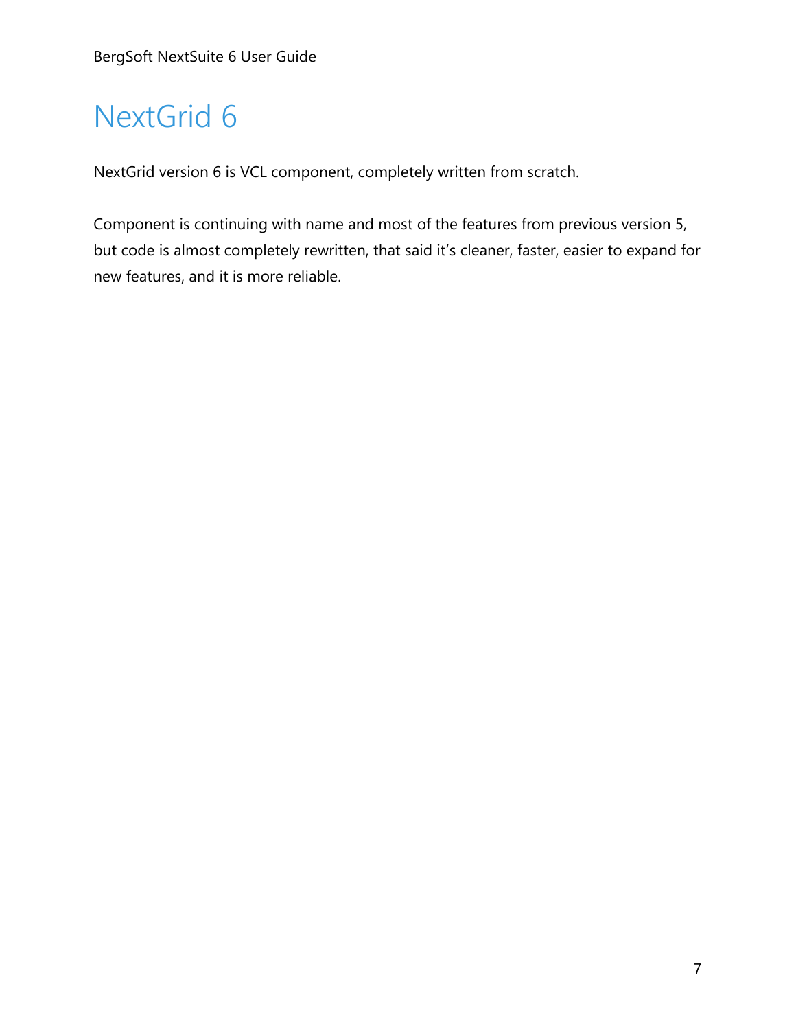# NextGrid 6

NextGrid version 6 is VCL component, completely written from scratch.

Component is continuing with name and most of the features from previous version 5, but code is almost completely rewritten, that said it's cleaner, faster, easier to expand for new features, and it is more reliable.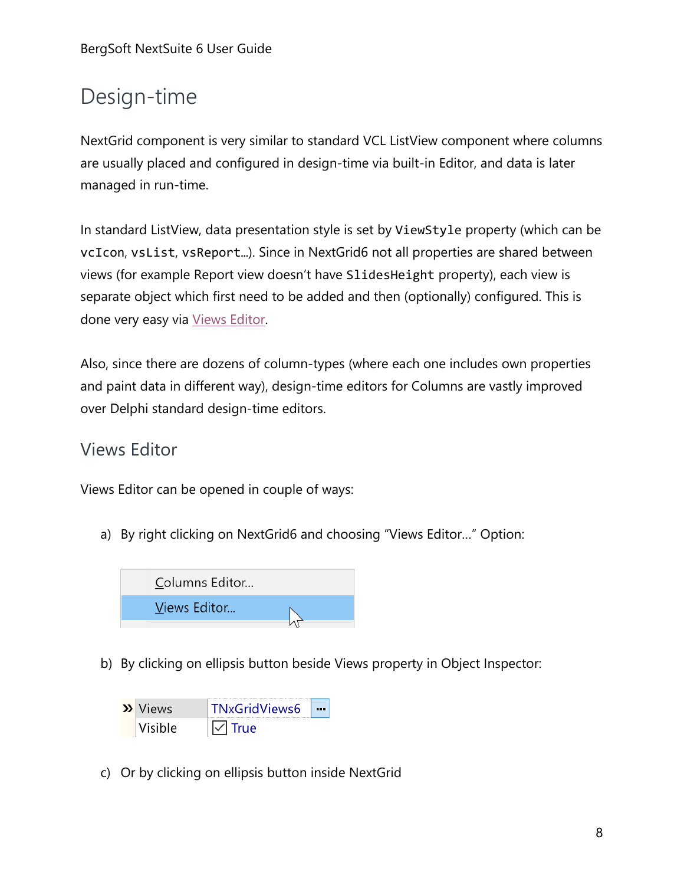# Design-time

NextGrid component is very similar to standard VCL ListView component where columns are usually placed and configured in design-time via built-in Editor, and data is later managed in run-time.

In standard ListView, data presentation style is set by `ViewStyle` property (which can be `vcIcon`, `vsList`, `vsReport`…). Since in NextGrid6 not all properties are shared between views (for example Report view doesn't have `SlidesHeight` property), each view is separate object which first need to be added and then (optionally) configured. This is done very easy via Views Editor.

Also, since there are dozens of column-types (where each one includes own properties and paint data in different way), design-time editors for Columns are vastly improved over Delphi standard design-time editors.

## Views Editor

Views Editor can be opened in couple of ways:

a) By right clicking on NextGrid6 and choosing "Views Editor…" Option:

b) By clicking on ellipsis button beside Views property in Object Inspector:

c) Or by clicking on ellipsis button inside NextGrid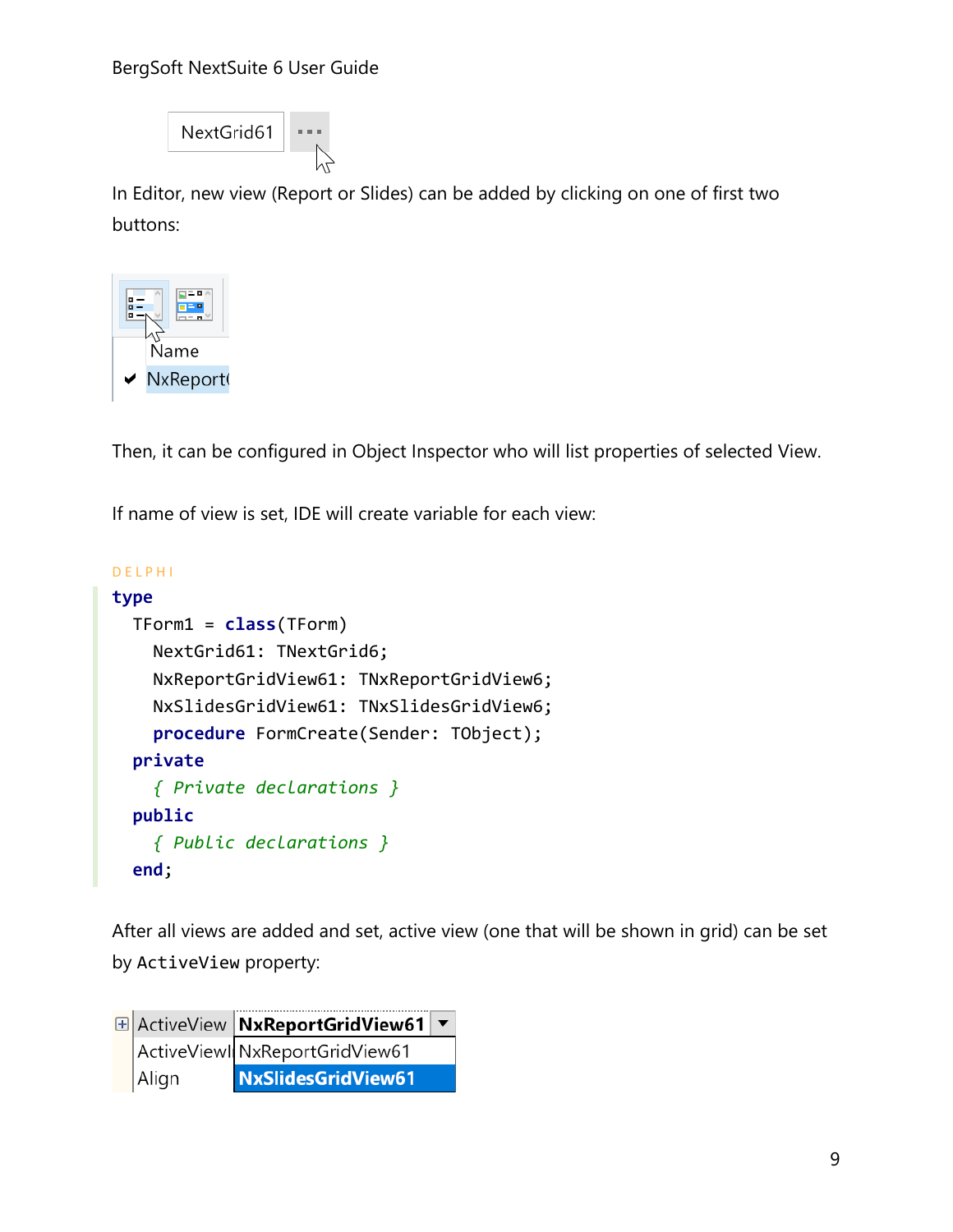In Editor, new view (Report or Slides) can be added by clicking on one of first two buttons:

Then, it can be configured in Object Inspector who will list properties of selected View.

If name of view is set, IDE will create variable for each view:

DELPHI

```
type
  TForm1 = class(TForm)
    NextGrid61: TNextGrid6;
    NxReportGridView61: TNxReportGridView6;
    NxSlidesGridView61: TNxSlidesGridView6;
    procedure FormCreate(Sender: TObject);
  private
    { Private declarations }
  public
    { Public declarations }
  end;
```

After all views are added and set, active view (one that will be shown in grid) can be set by ActiveView property: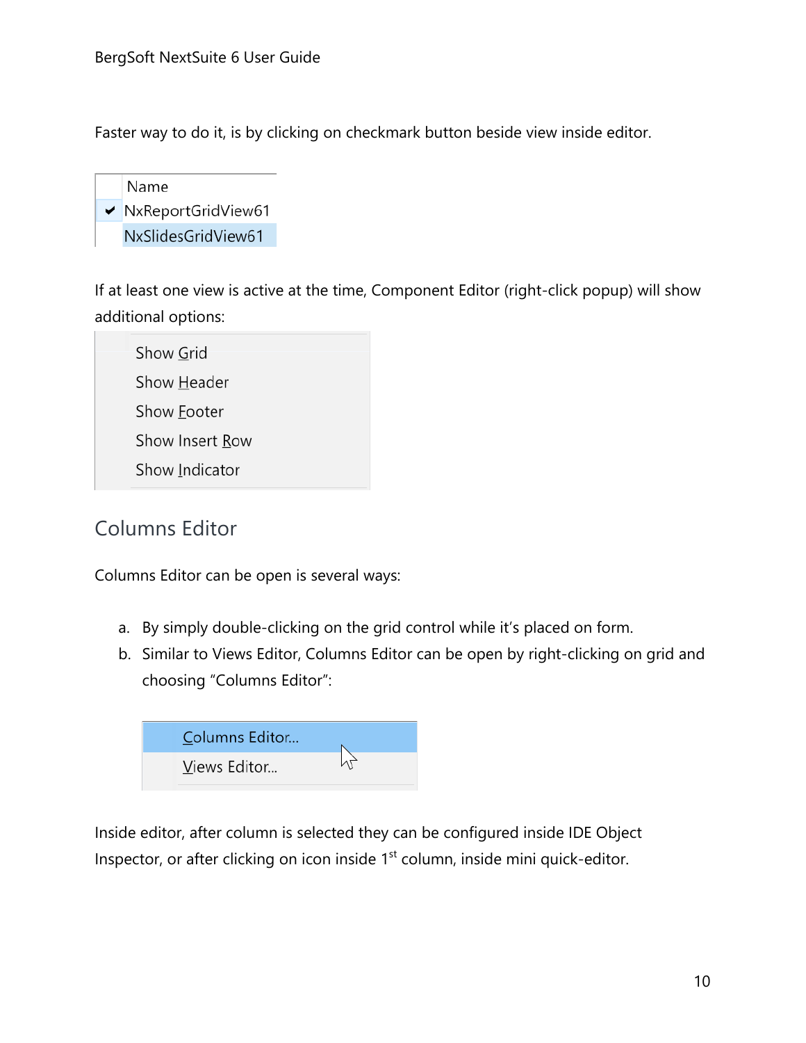Faster way to do it, is by clicking on checkmark button beside view inside editor.

| | Name |
|---|---|
| ✔ | NxReportGridView61 |
| | NxSlidesGridView61 |

If at least one view is active at the time, Component Editor (right-click popup) will show additional options:

- Show Grid
- Show Header
- Show Footer
- Show Insert Row
- Show Indicator

## Columns Editor

Columns Editor can be open is several ways:

a. By simply double-clicking on the grid control while it's placed on form.
b. Similar to Views Editor, Columns Editor can be open by right-clicking on grid and choosing "Columns Editor":

- Columns Editor...
- Views Editor...

Inside editor, after column is selected they can be configured inside IDE Object Inspector, or after clicking on icon inside 1st column, inside mini quick-editor.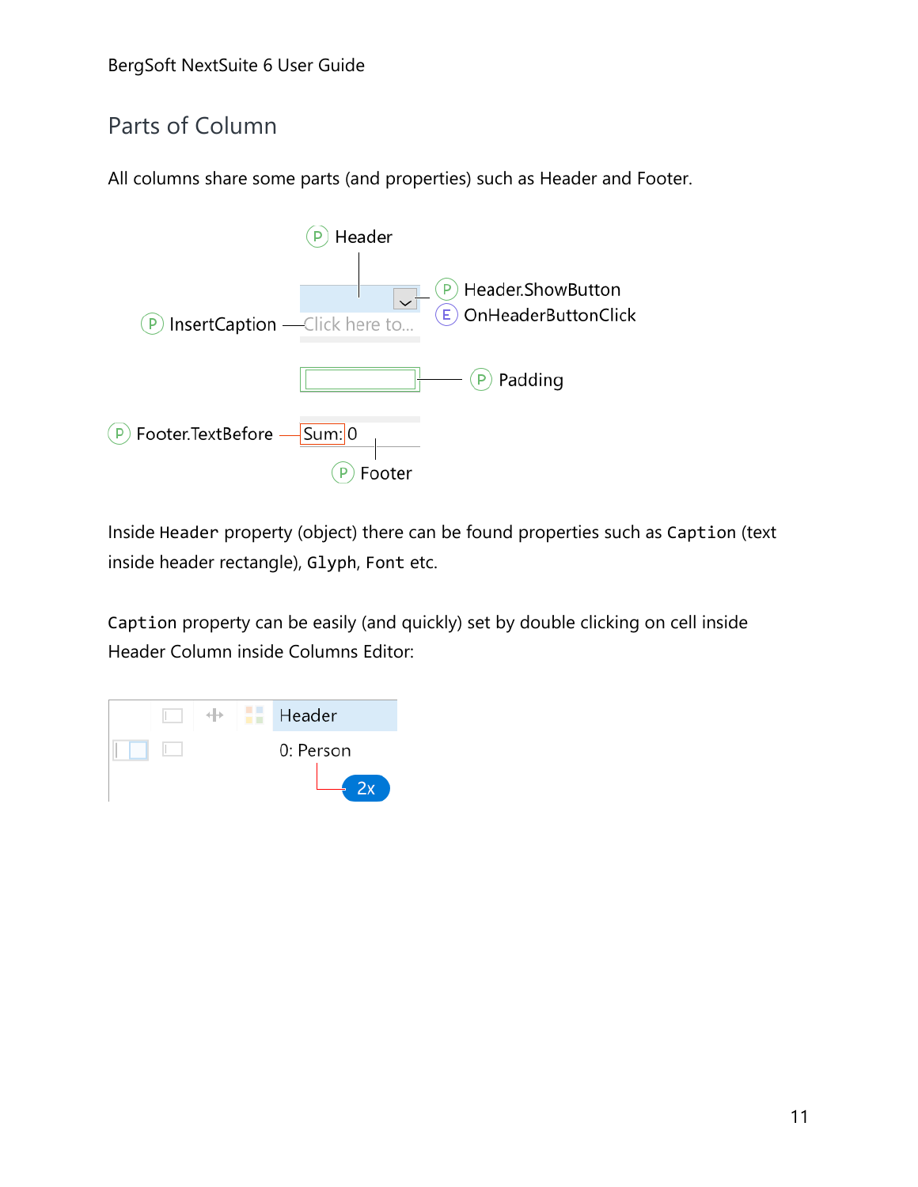## Parts of Column

All columns share some parts (and properties) such as Header and Footer.

Inside `Header` property (object) there can be found properties such as `Caption` (text inside header rectangle), `Glyph`, `Font` etc.

`Caption` property can be easily (and quickly) set by double clicking on cell inside Header Column inside Columns Editor: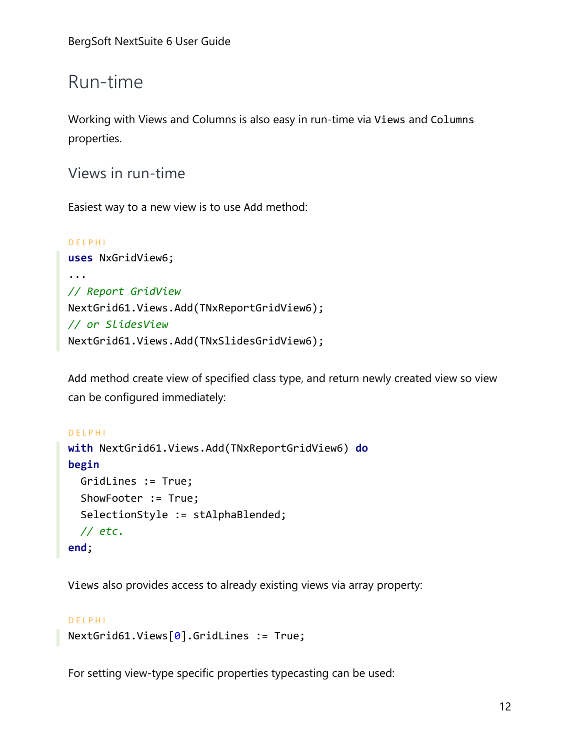## Run-time

Working with Views and Columns is also easy in run-time via `Views` and `Columns` properties.

### Views in run-time

Easiest way to a new view is to use `Add` method:

DELPHI

```
uses NxGridView6;
...
// Report GridView
NextGrid61.Views.Add(TNxReportGridView6);
// or SlidesView
NextGrid61.Views.Add(TNxSlidesGridView6);
```

Add method create view of specified class type, and return newly created view so view can be configured immediately:

DELPHI

```
with NextGrid61.Views.Add(TNxReportGridView6) do
begin
  GridLines := True;
  ShowFooter := True;
  SelectionStyle := stAlphaBlended;
  // etc.
end;
```

`Views` also provides access to already existing views via array property:

DELPHI

```
NextGrid61.Views[0].GridLines := True;
```

For setting view-type specific properties typecasting can be used: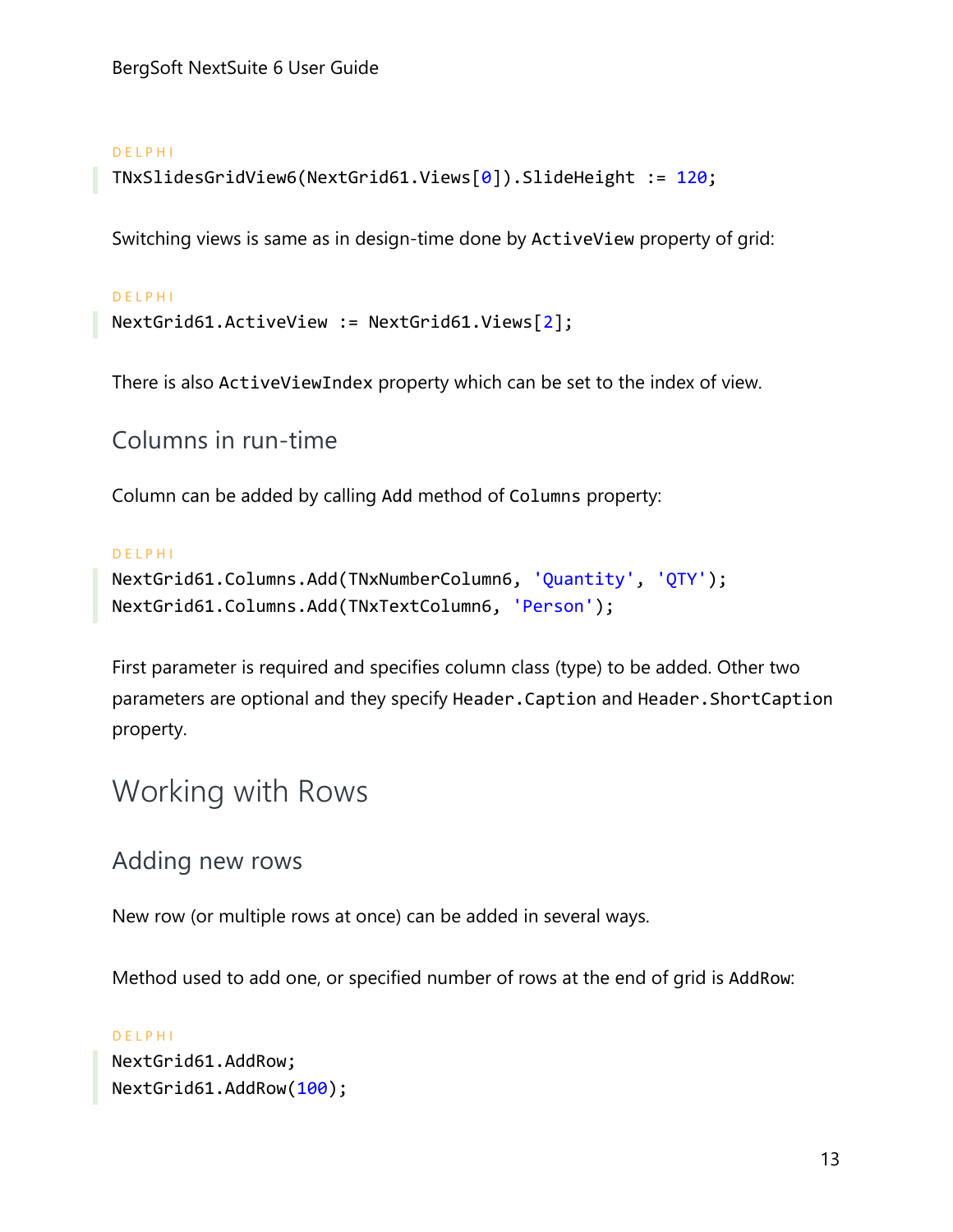DELPHI

```
TNxSlidesGridView6(NextGrid61.Views[0]).SlideHeight := 120;
```

Switching views is same as in design-time done by `ActiveView` property of grid:

DELPHI

```
NextGrid61.ActiveView := NextGrid61.Views[2];
```

There is also `ActiveViewIndex` property which can be set to the index of view.

### Columns in run-time

Column can be added by calling `Add` method of `Columns` property:

DELPHI

```
NextGrid61.Columns.Add(TNxNumberColumn6, 'Quantity', 'QTY');
NextGrid61.Columns.Add(TNxTextColumn6, 'Person');
```

First parameter is required and specifies column class (type) to be added. Other two parameters are optional and they specify `Header.Caption` and `Header.ShortCaption` property.

## Working with Rows

### Adding new rows

New row (or multiple rows at once) can be added in several ways.

Method used to add one, or specified number of rows at the end of grid is `AddRow`:

DELPHI

```
NextGrid61.AddRow;
NextGrid61.AddRow(100);
```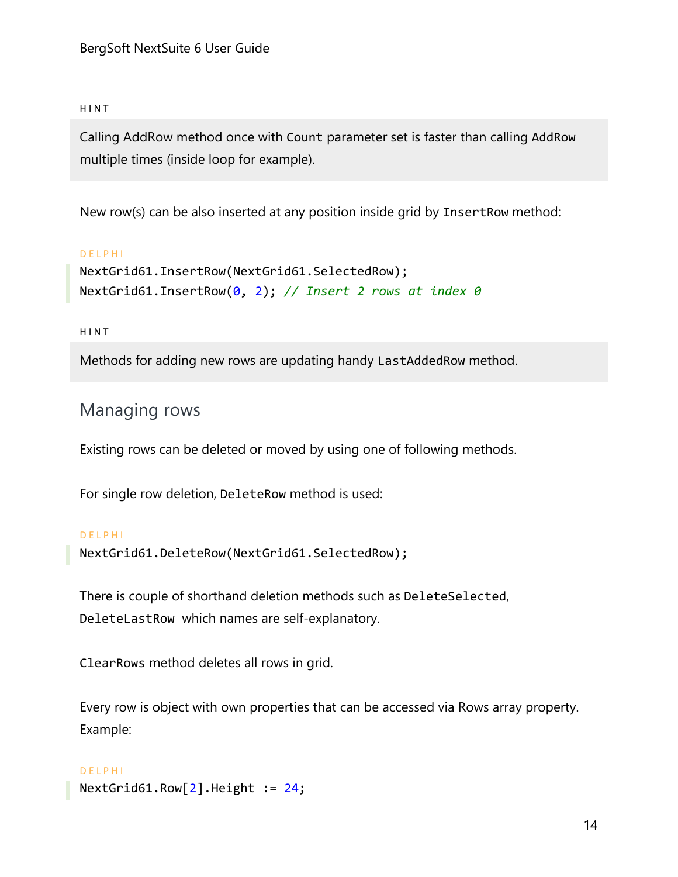HINT

> Calling AddRow method once with `Count` parameter set is faster than calling `AddRow` multiple times (inside loop for example).

New row(s) can be also inserted at any position inside grid by `InsertRow` method:

DELPHI

```
NextGrid61.InsertRow(NextGrid61.SelectedRow);
NextGrid61.InsertRow(0, 2); // Insert 2 rows at index 0
```

HINT

> Methods for adding new rows are updating handy `LastAddedRow` method.

## Managing rows

Existing rows can be deleted or moved by using one of following methods.

For single row deletion, `DeleteRow` method is used:

DELPHI

```
NextGrid61.DeleteRow(NextGrid61.SelectedRow);
```

There is couple of shorthand deletion methods such as `DeleteSelected`, `DeleteLastRow` which names are self-explanatory.

`ClearRows` method deletes all rows in grid.

Every row is object with own properties that can be accessed via Rows array property. Example:

DELPHI

```
NextGrid61.Row[2].Height := 24;
```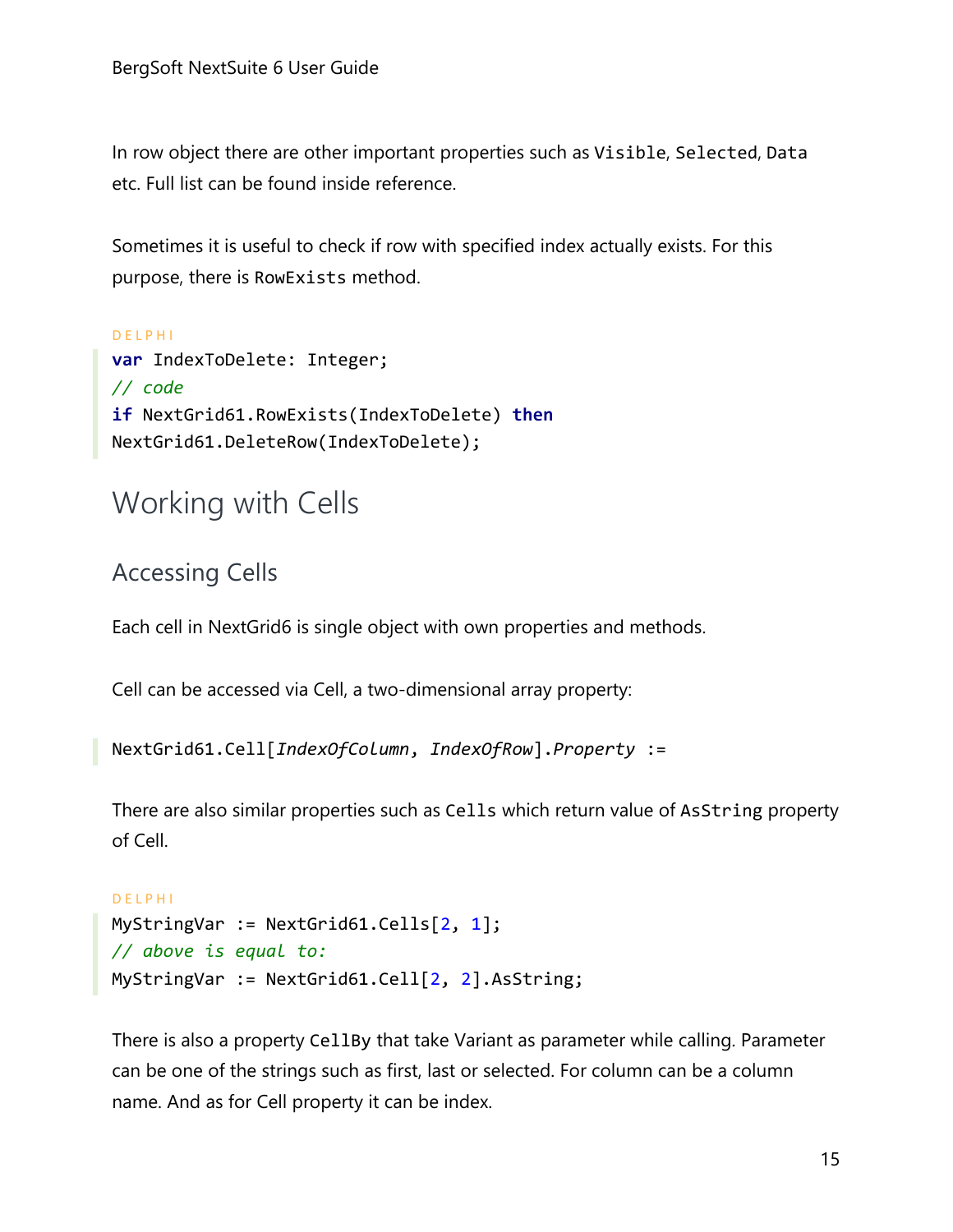In row object there are other important properties such as `Visible`, `Selected`, `Data` etc. Full list can be found inside reference.

Sometimes it is useful to check if row with specified index actually exists. For this purpose, there is `RowExists` method.

DELPHI

```
var IndexToDelete: Integer;
// code
if NextGrid61.RowExists(IndexToDelete) then
NextGrid61.DeleteRow(IndexToDelete);
```

## Working with Cells

### Accessing Cells

Each cell in NextGrid6 is single object with own properties and methods.

Cell can be accessed via Cell, a two-dimensional array property:

```
NextGrid61.Cell[IndexOfColumn, IndexOfRow].Property :=
```

There are also similar properties such as `Cells` which return value of `AsString` property of Cell.

DELPHI

```
MyStringVar := NextGrid61.Cells[2, 1];
// above is equal to:
MyStringVar := NextGrid61.Cell[2, 2].AsString;
```

There is also a property `CellBy` that take Variant as parameter while calling. Parameter can be one of the strings such as first, last or selected. For column can be a column name. And as for Cell property it can be index.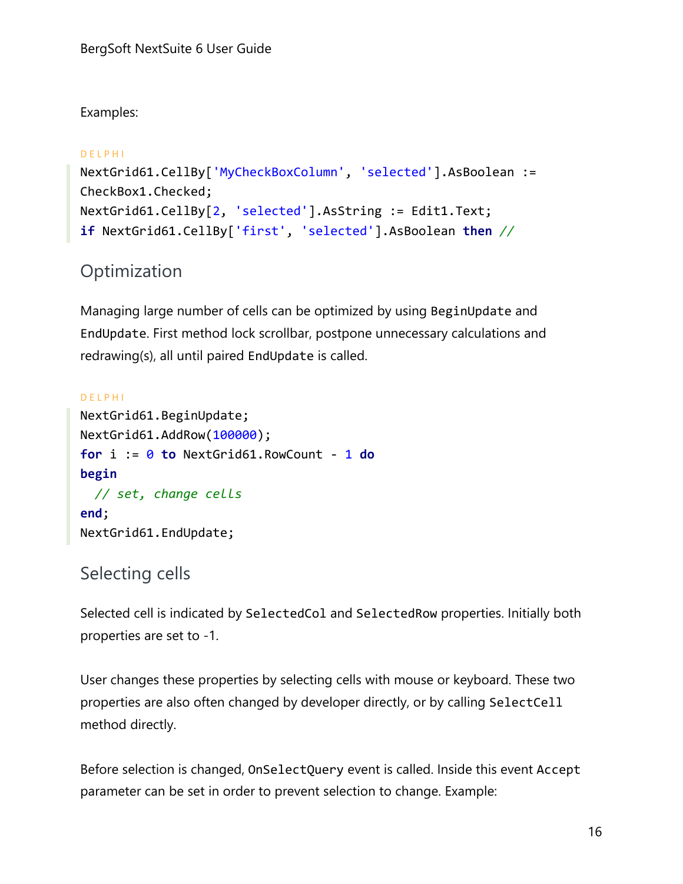Examples:

DELPHI

```
NextGrid61.CellBy['MyCheckBoxColumn', 'selected'].AsBoolean :=
CheckBox1.Checked;
NextGrid61.CellBy[2, 'selected'].AsString := Edit1.Text;
if NextGrid61.CellBy['first', 'selected'].AsBoolean then //
```

## Optimization

Managing large number of cells can be optimized by using `BeginUpdate` and `EndUpdate`. First method lock scrollbar, postpone unnecessary calculations and redrawing(s), all until paired `EndUpdate` is called.

DELPHI

```
NextGrid61.BeginUpdate;
NextGrid61.AddRow(100000);
for i := 0 to NextGrid61.RowCount - 1 do
begin
  // set, change cells
end;
NextGrid61.EndUpdate;
```

## Selecting cells

Selected cell is indicated by `SelectedCol` and `SelectedRow` properties. Initially both properties are set to -1.

User changes these properties by selecting cells with mouse or keyboard. These two properties are also often changed by developer directly, or by calling `SelectCell` method directly.

Before selection is changed, `OnSelectQuery` event is called. Inside this event `Accept` parameter can be set in order to prevent selection to change. Example: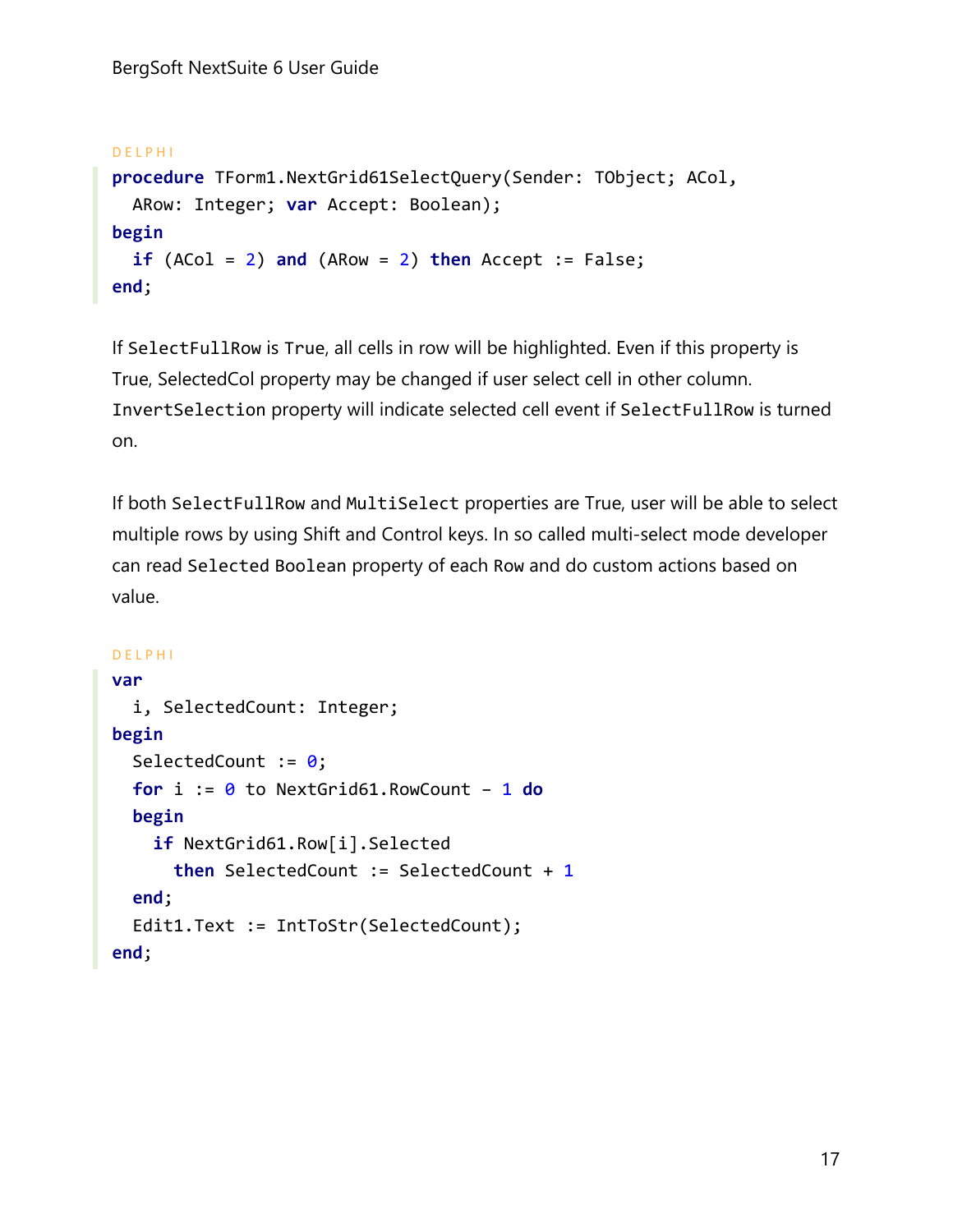DELPHI

```delphi
procedure TForm1.NextGrid61SelectQuery(Sender: TObject; ACol,
  ARow: Integer; var Accept: Boolean);
begin
  if (ACol = 2) and (ARow = 2) then Accept := False;
end;
```

If `SelectFullRow` is `True`, all cells in row will be highlighted. Even if this property is True, SelectedCol property may be changed if user select cell in other column. `InvertSelection` property will indicate selected cell event if `SelectFullRow` is turned on.

If both `SelectFullRow` and `MultiSelect` properties are True, user will be able to select multiple rows by using Shift and Control keys. In so called multi-select mode developer can read `Selected Boolean` property of each `Row` and do custom actions based on value.

DELPHI

```delphi
var
  i, SelectedCount: Integer;
begin
  SelectedCount := 0;
  for i := 0 to NextGrid61.RowCount - 1 do
  begin
    if NextGrid61.Row[i].Selected
      then SelectedCount := SelectedCount + 1
  end;
  Edit1.Text := IntToStr(SelectedCount);
end;
```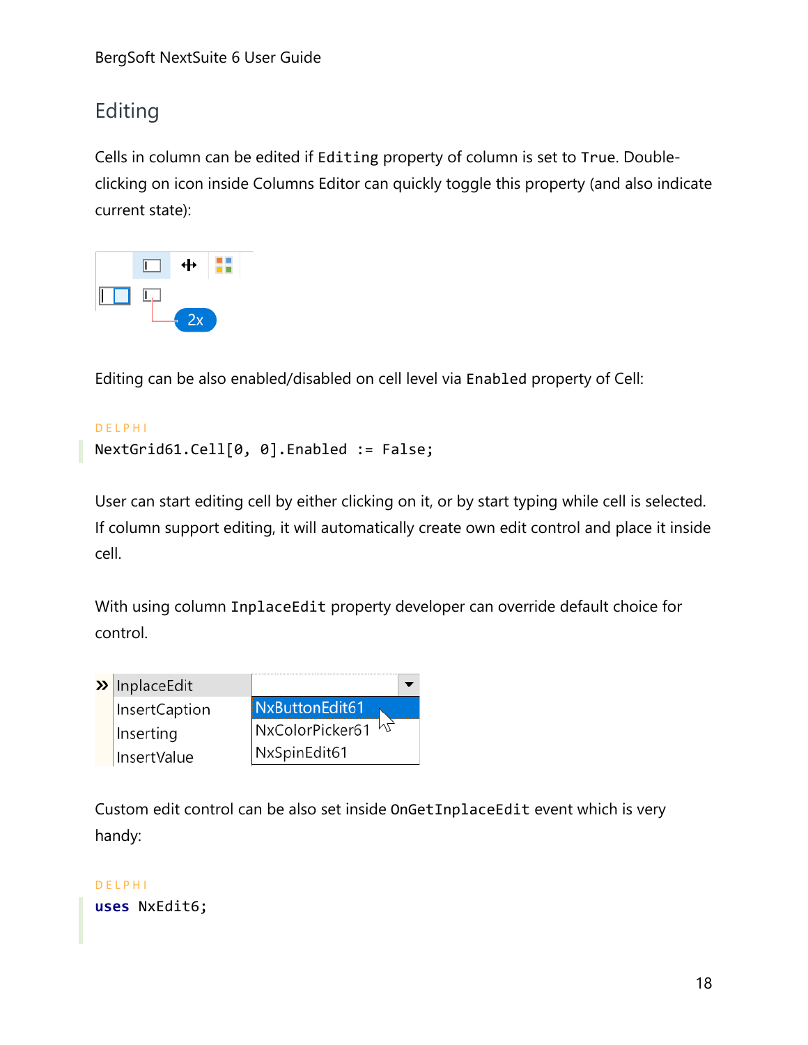## Editing

Cells in column can be edited if `Editing` property of column is set to `True`. Double-clicking on icon inside Columns Editor can quickly toggle this property (and also indicate current state):

Editing can be also enabled/disabled on cell level via `Enabled` property of Cell:

DELPHI

```
NextGrid61.Cell[0, 0].Enabled := False;
```

User can start editing cell by either clicking on it, or by start typing while cell is selected. If column support editing, it will automatically create own edit control and place it inside cell.

With using column `InplaceEdit` property developer can override default choice for control.

Custom edit control can be also set inside `OnGetInplaceEdit` event which is very handy:

DELPHI

```
uses NxEdit6;
```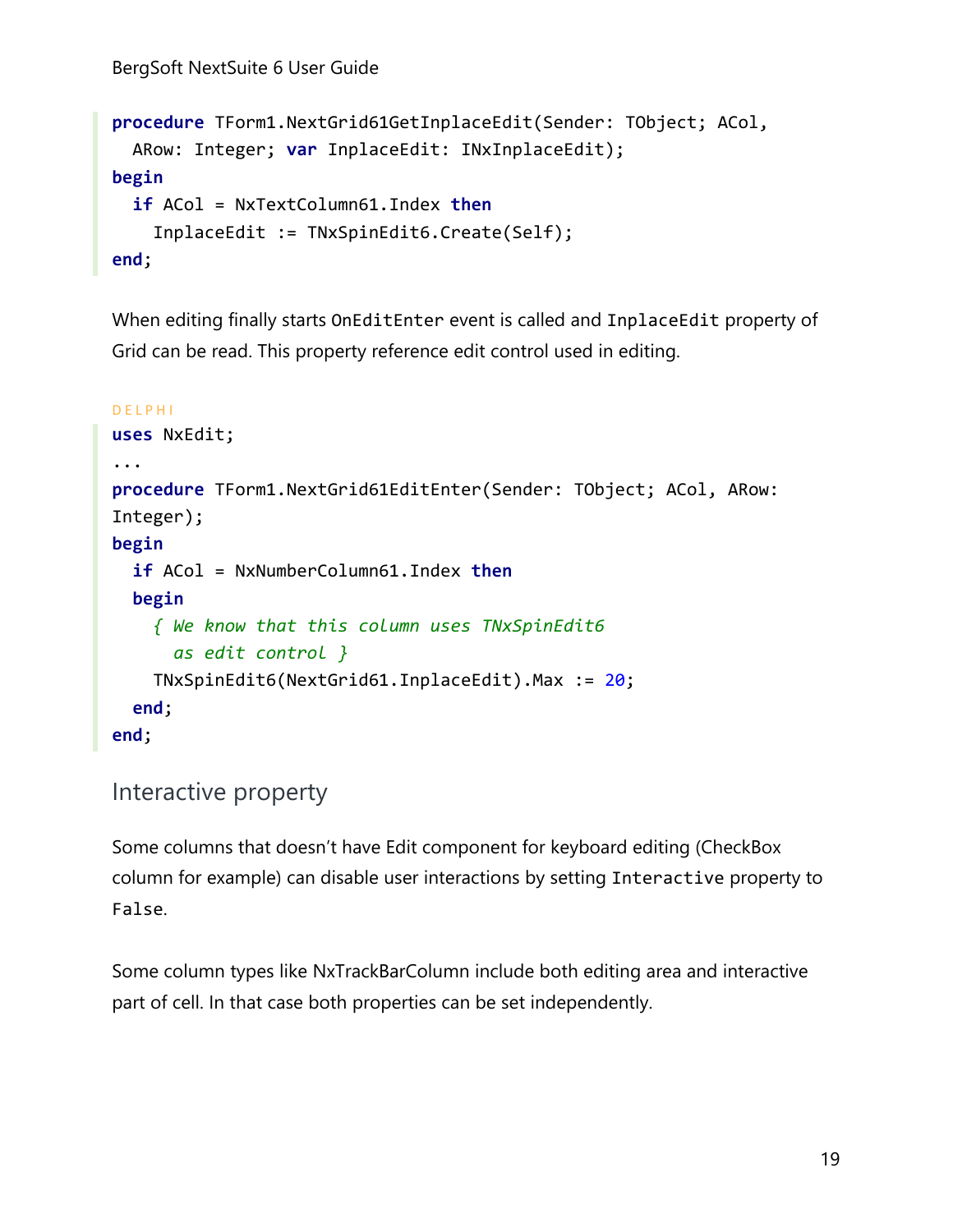```delphi
procedure TForm1.NextGrid61GetInplaceEdit(Sender: TObject; ACol,
  ARow: Integer; var InplaceEdit: INxInplaceEdit);
begin
  if ACol = NxTextColumn61.Index then
    InplaceEdit := TNxSpinEdit6.Create(Self);
end;
```

When editing finally starts `OnEditEnter` event is called and `InplaceEdit` property of Grid can be read. This property reference edit control used in editing.

DELPHI

```delphi
uses NxEdit;
...
procedure TForm1.NextGrid61EditEnter(Sender: TObject; ACol, ARow:
Integer);
begin
  if ACol = NxNumberColumn61.Index then
  begin
    { We know that this column uses TNxSpinEdit6
      as edit control }
    TNxSpinEdit6(NextGrid61.InplaceEdit).Max := 20;
  end;
end;
```

## Interactive property

Some columns that doesn't have Edit component for keyboard editing (CheckBox column for example) can disable user interactions by setting `Interactive` property to `False`.

Some column types like NxTrackBarColumn include both editing area and interactive part of cell. In that case both properties can be set independently.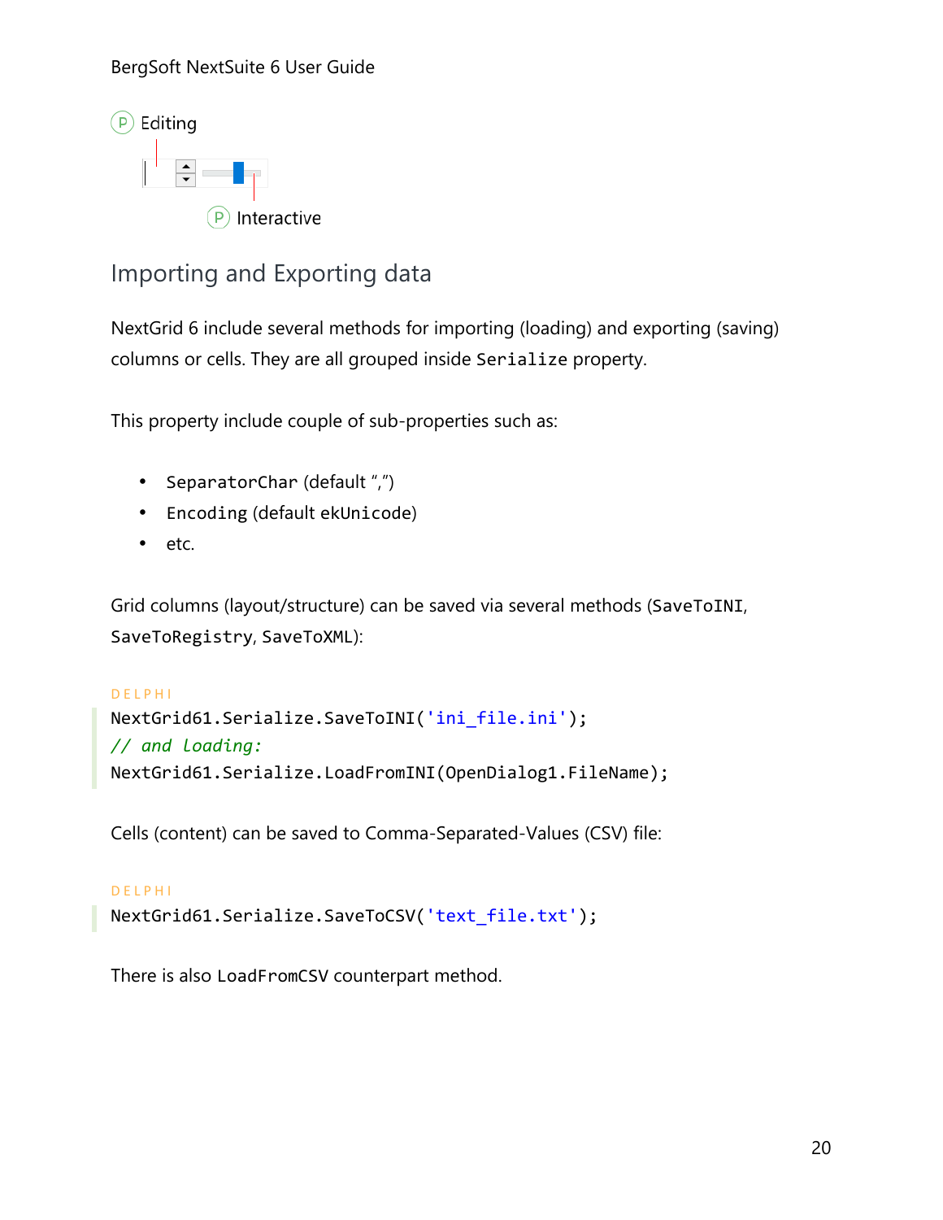Editing

Interactive

## Importing and Exporting data

NextGrid 6 include several methods for importing (loading) and exporting (saving) columns or cells. They are all grouped inside `Serialize` property.

This property include couple of sub-properties such as:

- `SeparatorChar` (default ",")
- `Encoding` (default `ekUnicode`)
- etc.

Grid columns (layout/structure) can be saved via several methods (`SaveToINI`, `SaveToRegistry`, `SaveToXML`):

DELPHI

```
NextGrid61.Serialize.SaveToINI('ini_file.ini');
// and loading:
NextGrid61.Serialize.LoadFromINI(OpenDialog1.FileName);
```

Cells (content) can be saved to Comma-Separated-Values (CSV) file:

DELPHI

```
NextGrid61.Serialize.SaveToCSV('text_file.txt');
```

There is also `LoadFromCSV` counterpart method.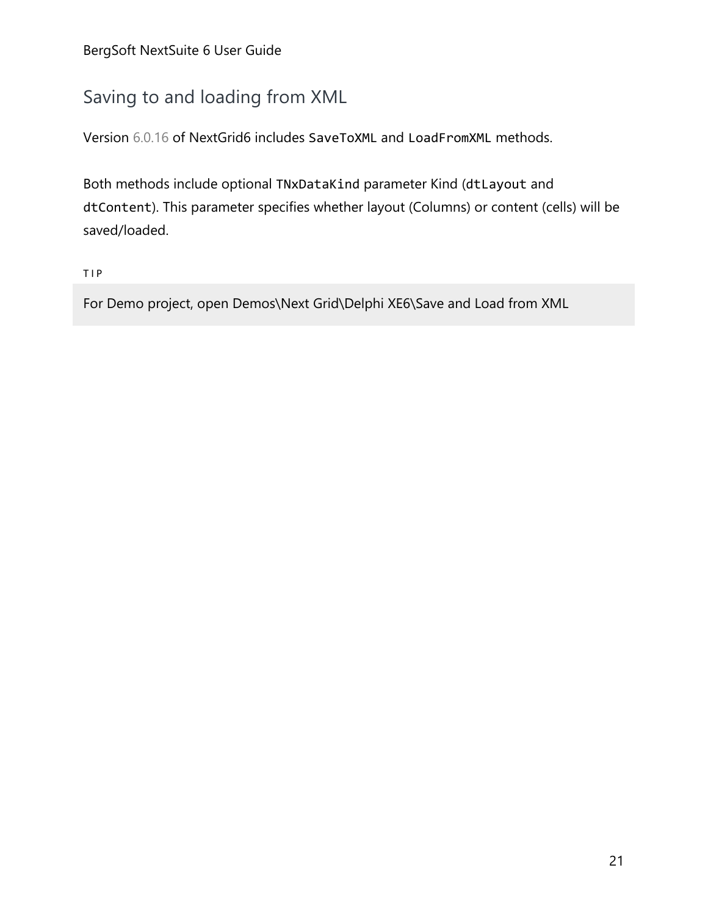## Saving to and loading from XML

Version 6.0.16 of NextGrid6 includes `SaveToXML` and `LoadFromXML` methods.

Both methods include optional `TNxDataKind` parameter Kind (`dtLayout` and `dtContent`). This parameter specifies whether layout (Columns) or content (cells) will be saved/loaded.

TIP

> For Demo project, open Demos\Next Grid\Delphi XE6\Save and Load from XML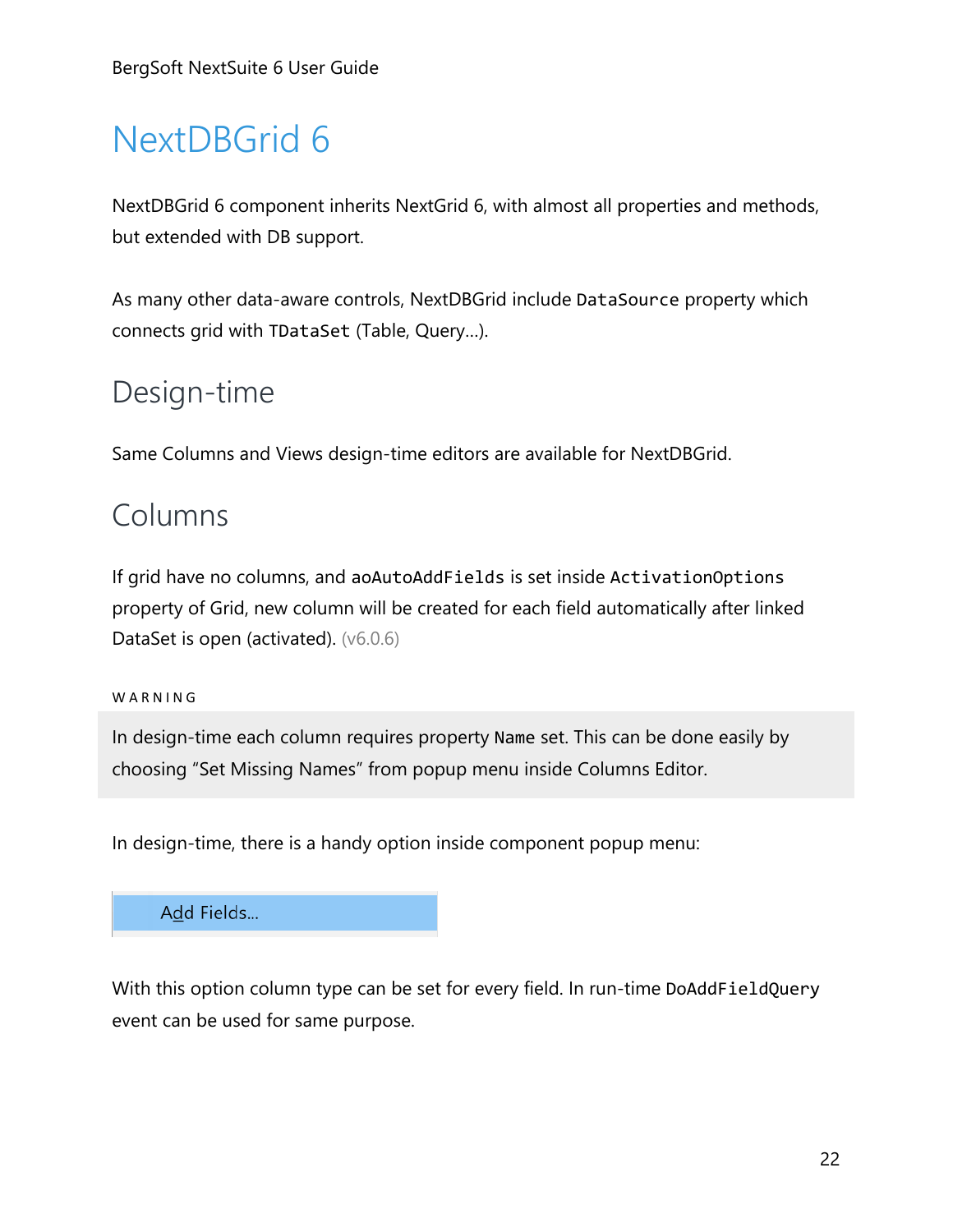# NextDBGrid 6

NextDBGrid 6 component inherits NextGrid 6, with almost all properties and methods, but extended with DB support.

As many other data-aware controls, NextDBGrid include `DataSource` property which connects grid with `TDataSet` (Table, Query...).

## Design-time

Same Columns and Views design-time editors are available for NextDBGrid.

## Columns

If grid have no columns, and `aoAutoAddFields` is set inside `ActivationOptions` property of Grid, new column will be created for each field automatically after linked DataSet is open (activated). (v6.0.6)

WARNING

> In design-time each column requires property `Name` set. This can be done easily by choosing "Set Missing Names" from popup menu inside Columns Editor.

In design-time, there is a handy option inside component popup menu:

Add Fields...

With this option column type can be set for every field. In run-time `DoAddFieldQuery` event can be used for same purpose.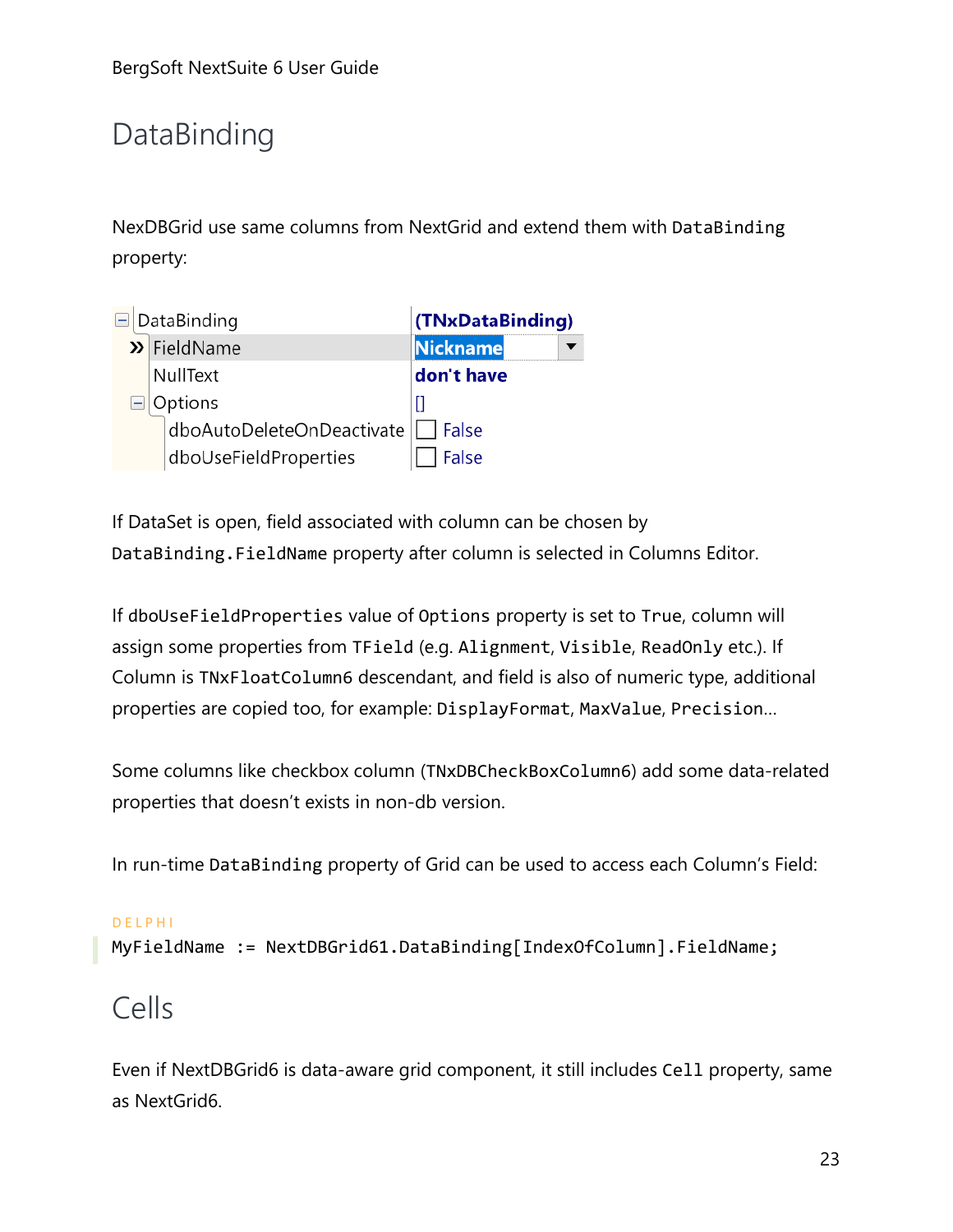# DataBinding

NexDBGrid use same columns from NextGrid and extend them with `DataBinding` property:

| Property | Value |
| --- | --- |
| DataBinding | (TNxDataBinding) |
| FieldName | Nickname |
| NullText | don't have |
| Options | [] |
| dboAutoDeleteOnDeactivate | False |
| dboUseFieldProperties | False |

If DataSet is open, field associated with column can be chosen by `DataBinding.FieldName` property after column is selected in Columns Editor.

If `dboUseFieldProperties` value of `Options` property is set to `True`, column will assign some properties from `TField` (e.g. `Alignment`, `Visible`, `ReadOnly` etc.). If Column is `TNxFloatColumn6` descendant, and field is also of numeric type, additional properties are copied too, for example: `DisplayFormat`, `MaxValue`, `Precision`...

Some columns like checkbox column (`TNxDBCheckBoxColumn6`) add some data-related properties that doesn't exists in non-db version.

In run-time `DataBinding` property of Grid can be used to access each Column's Field:

DELPHI

```delphi
MyFieldName := NextDBGrid61.DataBinding[IndexOfColumn].FieldName;
```

# Cells

Even if NextDBGrid6 is data-aware grid component, it still includes `Cell` property, same as NextGrid6.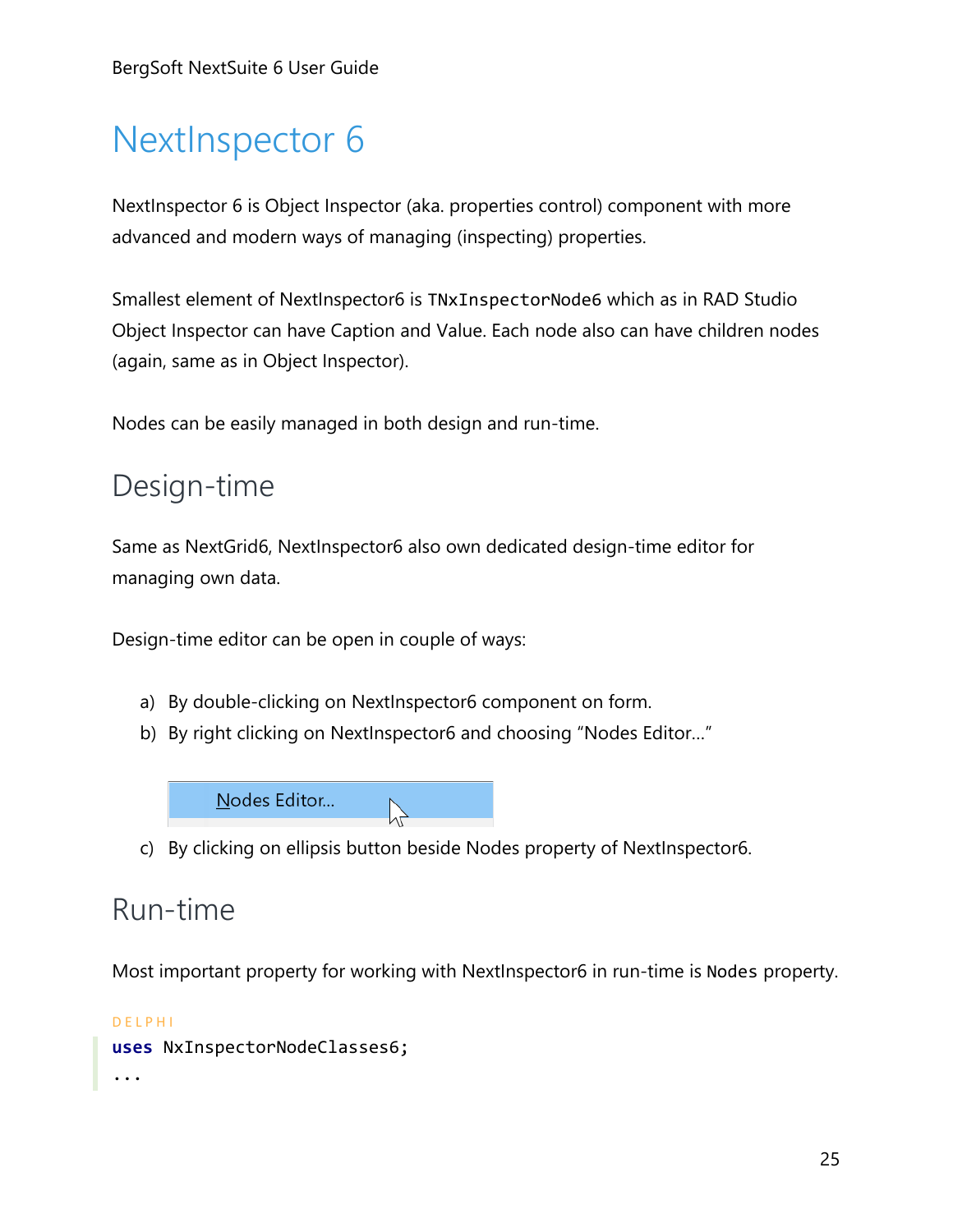# NextInspector 6

NextInspector 6 is Object Inspector (aka. properties control) component with more advanced and modern ways of managing (inspecting) properties.

Smallest element of NextInspector6 is `TNxInspectorNode6` which as in RAD Studio Object Inspector can have Caption and Value. Each node also can have children nodes (again, same as in Object Inspector).

Nodes can be easily managed in both design and run-time.

## Design-time

Same as NextGrid6, NextInspector6 also own dedicated design-time editor for managing own data.

Design-time editor can be open in couple of ways:

a) By double-clicking on NextInspector6 component on form.
b) By right clicking on NextInspector6 and choosing "Nodes Editor..."

Nodes Editor...

c) By clicking on ellipsis button beside Nodes property of NextInspector6.

## Run-time

Most important property for working with NextInspector6 in run-time is `Nodes` property.

DELPHI

```delphi
uses NxInspectorNodeClasses6;
...
```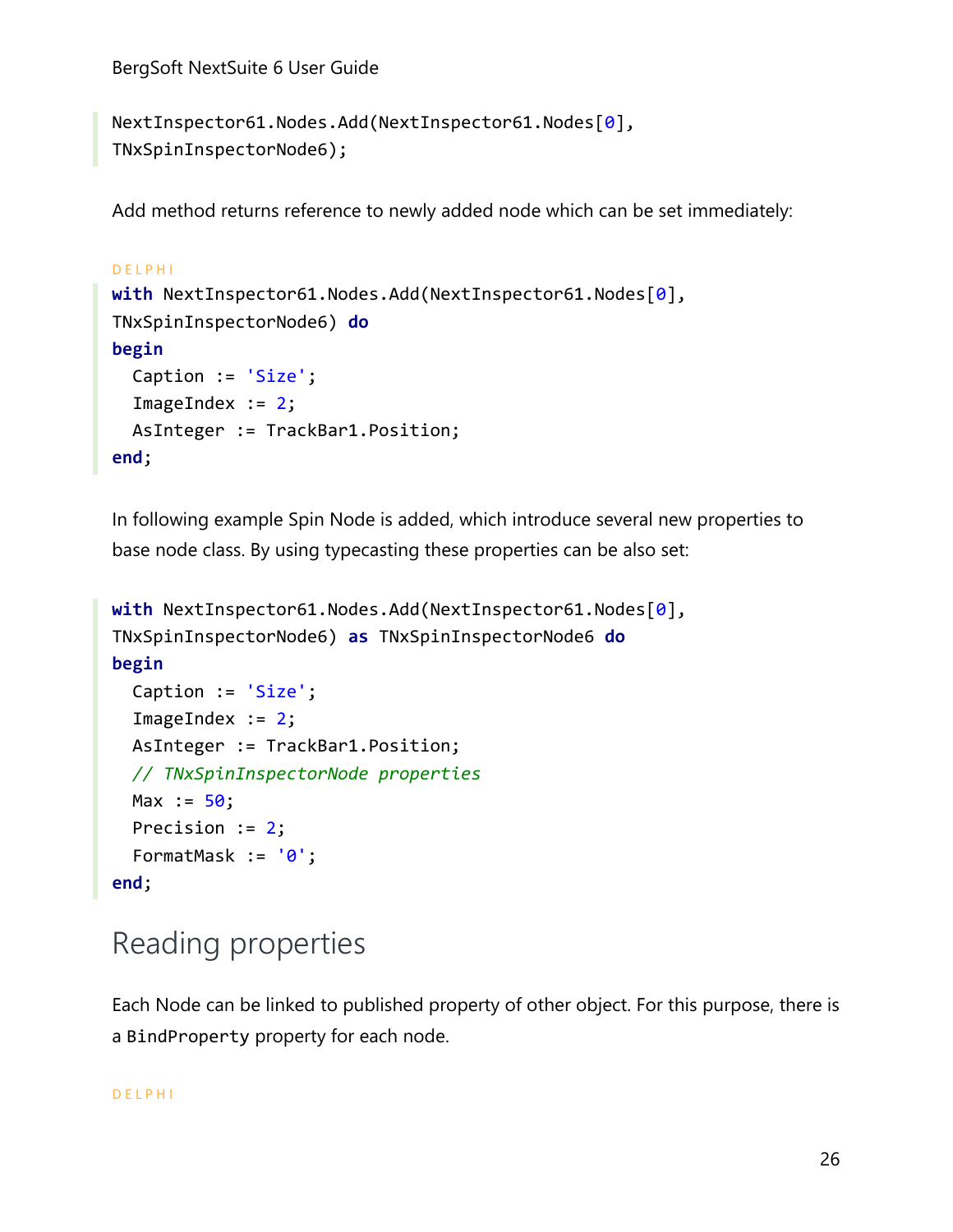```
NextInspector61.Nodes.Add(NextInspector61.Nodes[0],
TNxSpinInspectorNode6);
```

Add method returns reference to newly added node which can be set immediately:

DELPHI

```
with NextInspector61.Nodes.Add(NextInspector61.Nodes[0],
TNxSpinInspectorNode6) do
begin
  Caption := 'Size';
  ImageIndex := 2;
  AsInteger := TrackBar1.Position;
end;
```

In following example Spin Node is added, which introduce several new properties to base node class. By using typecasting these properties can be also set:

```
with NextInspector61.Nodes.Add(NextInspector61.Nodes[0],
TNxSpinInspectorNode6) as TNxSpinInspectorNode6 do
begin
  Caption := 'Size';
  ImageIndex := 2;
  AsInteger := TrackBar1.Position;
  // TNxSpinInspectorNode properties
  Max := 50;
  Precision := 2;
  FormatMask := '0';
end;
```

## Reading properties

Each Node can be linked to published property of other object. For this purpose, there is a `BindProperty` property for each node.

DELPHI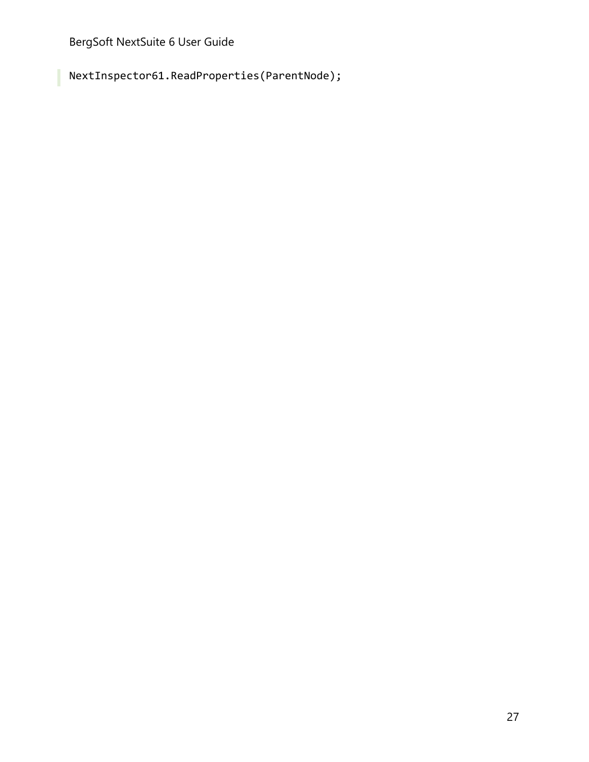```
NextInspector61.ReadProperties(ParentNode);
```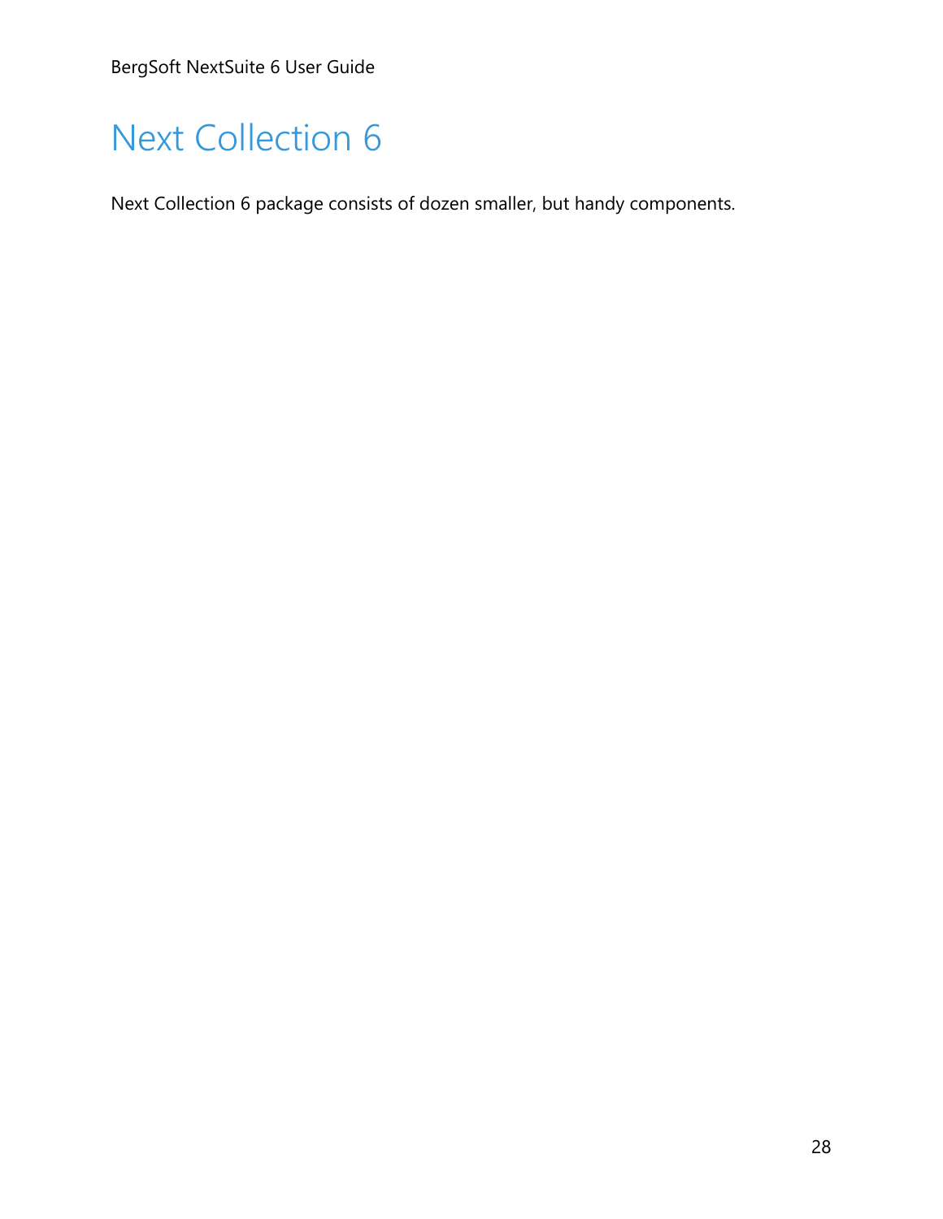# Next Collection 6

Next Collection 6 package consists of dozen smaller, but handy components.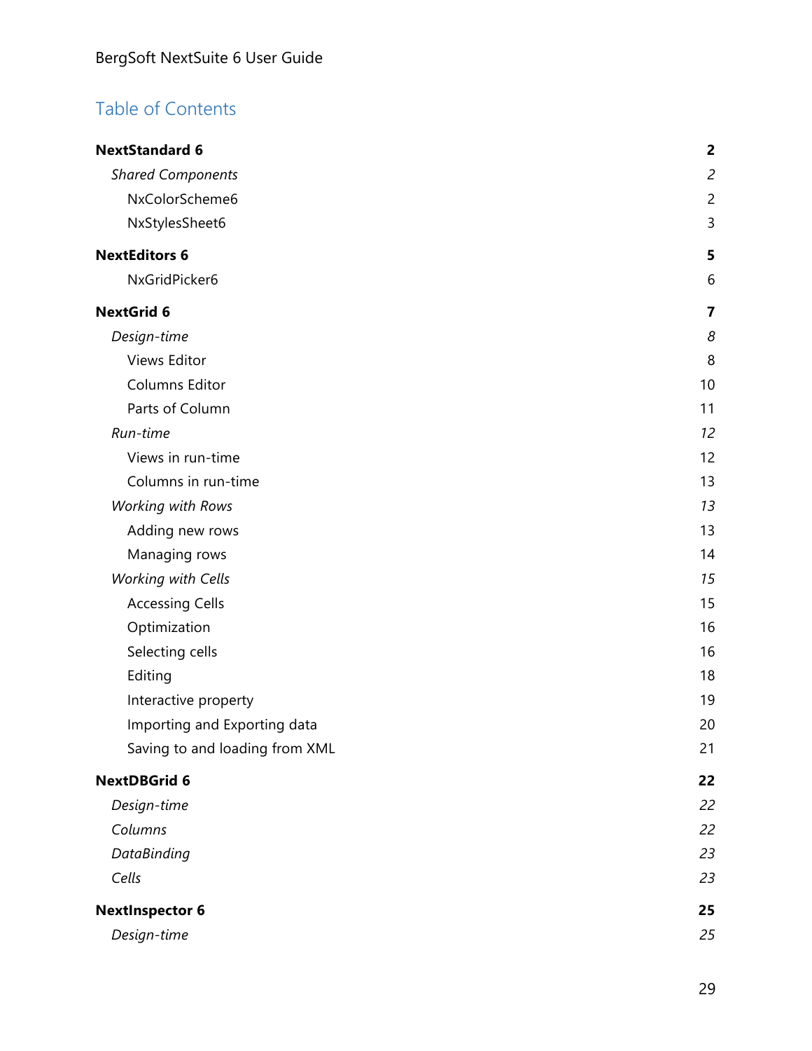## Table of Contents

**NextStandard 6** **2**

- *Shared Components* *2*
  - NxColorScheme6 2
  - NxStylesSheet6 3

**NextEditors 6** **5**

- NxGridPicker6 6

**NextGrid 6** **7**

- *Design-time* *8*
  - Views Editor 8
  - Columns Editor 10
  - Parts of Column 11
- *Run-time* *12*
  - Views in run-time 12
  - Columns in run-time 13
- *Working with Rows* *13*
  - Adding new rows 13
  - Managing rows 14
- *Working with Cells* *15*
  - Accessing Cells 15
  - Optimization 16
  - Selecting cells 16
  - Editing 18
  - Interactive property 19
  - Importing and Exporting data 20
  - Saving to and loading from XML 21

**NextDBGrid 6** **22**

- *Design-time* *22*
- *Columns* *22*
- *DataBinding* *23*
- *Cells* *23*

**NextInspector 6** **25**

- *Design-time* *25*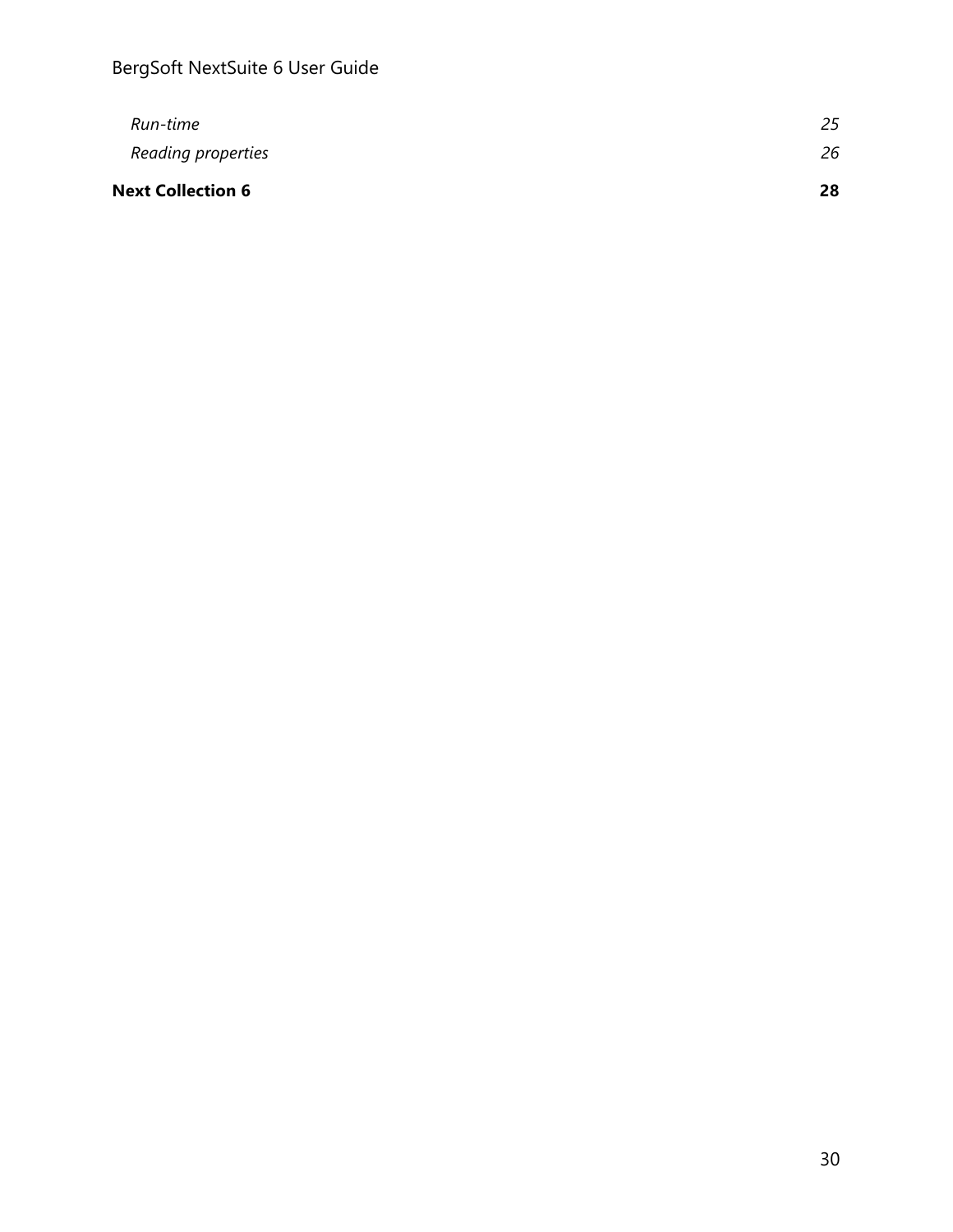*Run-time* 25

*Reading properties* 26

**Next Collection 6** **28**